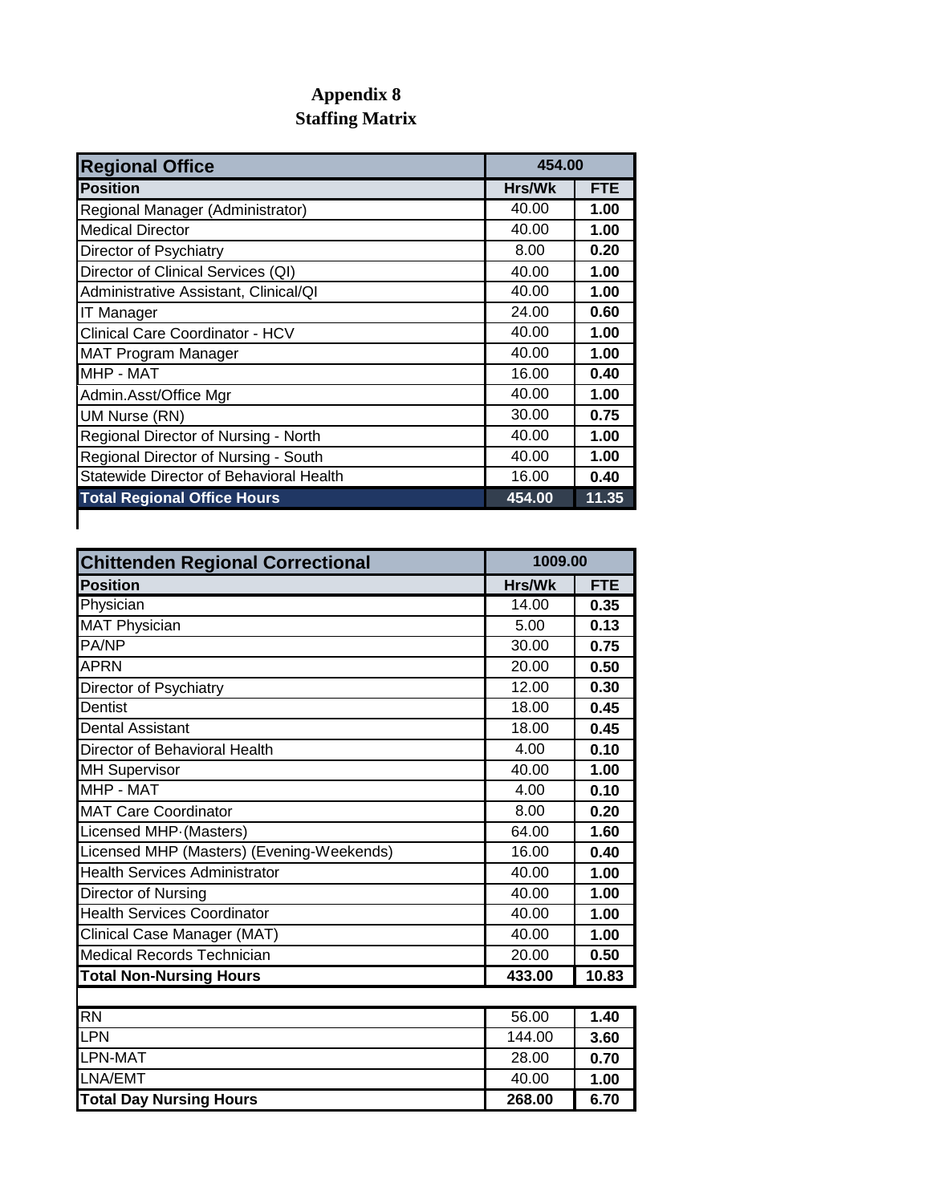# Appendix 8
# Staffing Matrix

| Regional Office | 454.00 | |
|---|---|---|
| **Position** | **Hrs/Wk** | **FTE** |
| Regional Manager (Administrator) | 40.00 | **1.00** |
| Medical Director | 40.00 | **1.00** |
| Director of Psychiatry | 8.00 | **0.20** |
| Director of Clinical Services (QI) | 40.00 | **1.00** |
| Administrative Assistant, Clinical/QI | 40.00 | **1.00** |
| IT Manager | 24.00 | **0.60** |
| Clinical Care Coordinator - HCV | 40.00 | **1.00** |
| MAT Program Manager | 40.00 | **1.00** |
| MHP - MAT | 16.00 | **0.40** |
| Admin.Asst/Office Mgr | 40.00 | **1.00** |
| UM Nurse (RN) | 30.00 | **0.75** |
| Regional Director of Nursing - North | 40.00 | **1.00** |
| Regional Director of Nursing - South | 40.00 | **1.00** |
| Statewide Director of Behavioral Health | 16.00 | **0.40** |
| **Total Regional Office Hours** | **454.00** | **11.35** |

| Chittenden Regional Correctional | 1009.00 | |
|---|---|---|
| **Position** | **Hrs/Wk** | **FTE** |
| Physician | 14.00 | **0.35** |
| MAT Physician | 5.00 | **0.13** |
| PA/NP | 30.00 | **0.75** |
| APRN | 20.00 | **0.50** |
| Director of Psychiatry | 12.00 | **0.30** |
| Dentist | 18.00 | **0.45** |
| Dental Assistant | 18.00 | **0.45** |
| Director of Behavioral Health | 4.00 | **0.10** |
| MH Supervisor | 40.00 | **1.00** |
| MHP - MAT | 4.00 | **0.10** |
| MAT Care Coordinator | 8.00 | **0.20** |
| Licensed MHP·(Masters) | 64.00 | **1.60** |
| Licensed MHP (Masters) (Evening-Weekends) | 16.00 | **0.40** |
| Health Services Administrator | 40.00 | **1.00** |
| Director of Nursing | 40.00 | **1.00** |
| Health Services Coordinator | 40.00 | **1.00** |
| Clinical Case Manager (MAT) | 40.00 | **1.00** |
| Medical Records Technician | 20.00 | **0.50** |
| **Total Non-Nursing Hours** | **433.00** | **10.83** |
| | | |
| RN | 56.00 | **1.40** |
| LPN | 144.00 | **3.60** |
| LPN-MAT | 28.00 | **0.70** |
| LNA/EMT | 40.00 | **1.00** |
| **Total Day Nursing Hours** | **268.00** | **6.70** |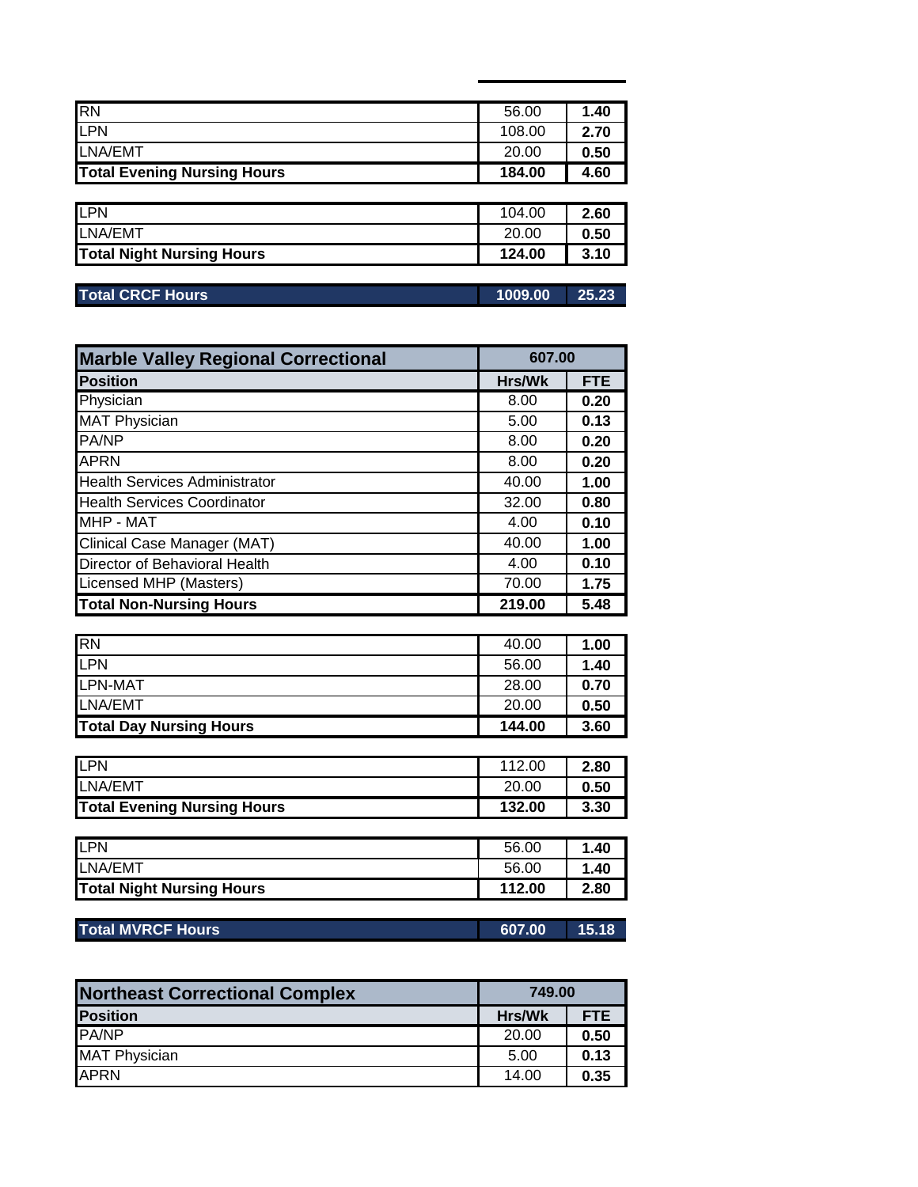| | | |
|---|---|---|
| RN | 56.00 | **1.40** |
| LPN | 108.00 | **2.70** |
| LNA/EMT | 20.00 | **0.50** |
| **Total Evening Nursing Hours** | **184.00** | **4.60** |

| | | |
|---|---|---|
| LPN | 104.00 | **2.60** |
| LNA/EMT | 20.00 | **0.50** |
| **Total Night Nursing Hours** | **124.00** | **3.10** |

| | | |
|---|---|---|
| **Total CRCF Hours** | **1009.00** | **25.23** |

| **Marble Valley Regional Correctional** | **607.00** | |
|---|---|---|
| **Position** | **Hrs/Wk** | **FTE** |
| Physician | 8.00 | **0.20** |
| MAT Physician | 5.00 | **0.13** |
| PA/NP | 8.00 | **0.20** |
| APRN | 8.00 | **0.20** |
| Health Services Administrator | 40.00 | **1.00** |
| Health Services Coordinator | 32.00 | **0.80** |
| MHP - MAT | 4.00 | **0.10** |
| Clinical Case Manager (MAT) | 40.00 | **1.00** |
| Director of Behavioral Health | 4.00 | **0.10** |
| Licensed MHP (Masters) | 70.00 | **1.75** |
| **Total Non-Nursing Hours** | **219.00** | **5.48** |

| | | |
|---|---|---|
| RN | 40.00 | **1.00** |
| LPN | 56.00 | **1.40** |
| LPN-MAT | 28.00 | **0.70** |
| LNA/EMT | 20.00 | **0.50** |
| **Total Day Nursing Hours** | **144.00** | **3.60** |

| | | |
|---|---|---|
| LPN | 112.00 | **2.80** |
| LNA/EMT | 20.00 | **0.50** |
| **Total Evening Nursing Hours** | **132.00** | **3.30** |

| | | |
|---|---|---|
| LPN | 56.00 | **1.40** |
| LNA/EMT | 56.00 | **1.40** |
| **Total Night Nursing Hours** | **112.00** | **2.80** |

| | | |
|---|---|---|
| **Total MVRCF Hours** | **607.00** | **15.18** |

| **Northeast Correctional Complex** | **749.00** | |
|---|---|---|
| **Position** | **Hrs/Wk** | **FTE** |
| PA/NP | 20.00 | **0.50** |
| MAT Physician | 5.00 | **0.13** |
| APRN | 14.00 | **0.35** |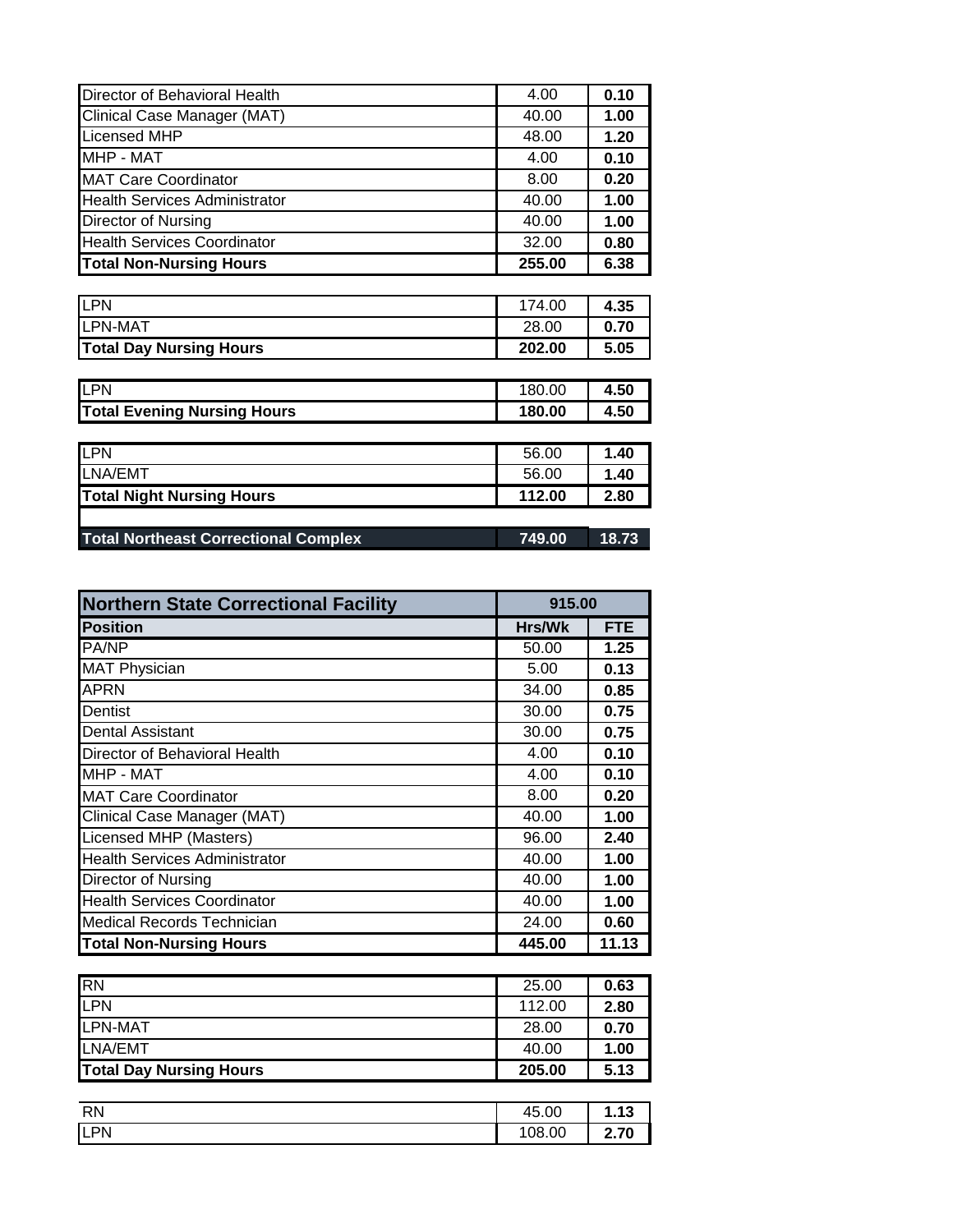| Position | Hrs/Wk | FTE |
|---|---|---|
| Director of Behavioral Health | 4.00 | **0.10** |
| Clinical Case Manager (MAT) | 40.00 | **1.00** |
| Licensed MHP | 48.00 | **1.20** |
| MHP - MAT | 4.00 | **0.10** |
| MAT Care Coordinator | 8.00 | **0.20** |
| Health Services Administrator | 40.00 | **1.00** |
| Director of Nursing | 40.00 | **1.00** |
| Health Services Coordinator | 32.00 | **0.80** |
| **Total Non-Nursing Hours** | **255.00** | **6.38** |

| Position | Hrs/Wk | FTE |
|---|---|---|
| LPN | 174.00 | **4.35** |
| LPN-MAT | 28.00 | **0.70** |
| **Total Day Nursing Hours** | **202.00** | **5.05** |

| Position | Hrs/Wk | FTE |
|---|---|---|
| LPN | 180.00 | **4.50** |
| **Total Evening Nursing Hours** | **180.00** | **4.50** |

| Position | Hrs/Wk | FTE |
|---|---|---|
| LPN | 56.00 | **1.40** |
| LNA/EMT | 56.00 | **1.40** |
| **Total Night Nursing Hours** | **112.00** | **2.80** |
| | | |
| **Total Northeast Correctional Complex** | **749.00** | **18.73** |

| Northern State Correctional Facility | 915.00 | |
|---|---|---|
| **Position** | **Hrs/Wk** | **FTE** |
| PA/NP | 50.00 | **1.25** |
| MAT Physician | 5.00 | **0.13** |
| APRN | 34.00 | **0.85** |
| Dentist | 30.00 | **0.75** |
| Dental Assistant | 30.00 | **0.75** |
| Director of Behavioral Health | 4.00 | **0.10** |
| MHP - MAT | 4.00 | **0.10** |
| MAT Care Coordinator | 8.00 | **0.20** |
| Clinical Case Manager (MAT) | 40.00 | **1.00** |
| Licensed MHP (Masters) | 96.00 | **2.40** |
| Health Services Administrator | 40.00 | **1.00** |
| Director of Nursing | 40.00 | **1.00** |
| Health Services Coordinator | 40.00 | **1.00** |
| Medical Records Technician | 24.00 | **0.60** |
| **Total Non-Nursing Hours** | **445.00** | **11.13** |

| Position | Hrs/Wk | FTE |
|---|---|---|
| RN | 25.00 | **0.63** |
| LPN | 112.00 | **2.80** |
| LPN-MAT | 28.00 | **0.70** |
| LNA/EMT | 40.00 | **1.00** |
| **Total Day Nursing Hours** | **205.00** | **5.13** |

| Position | Hrs/Wk | FTE |
|---|---|---|
| RN | 45.00 | **1.13** |
| LPN | 108.00 | **2.70** |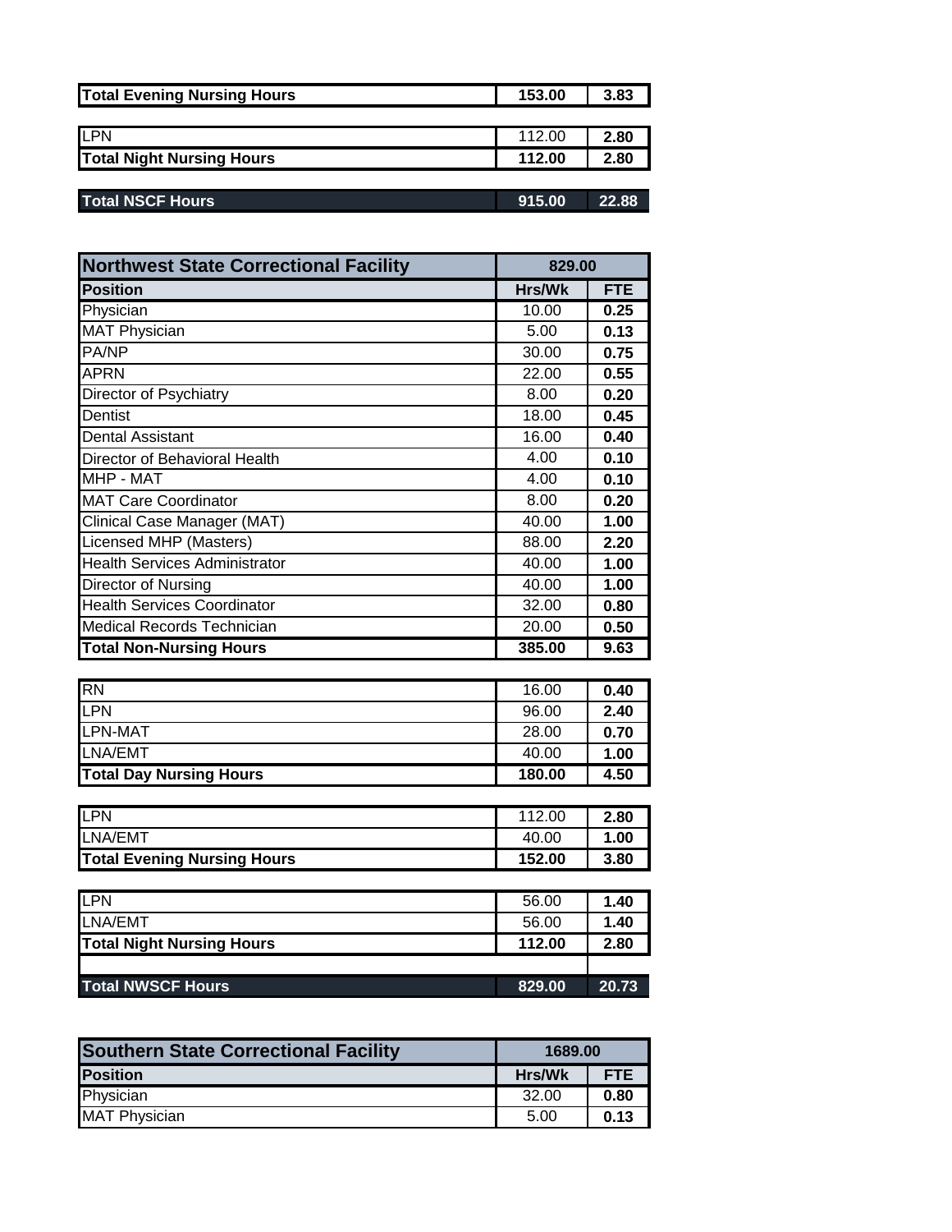| Total Evening Nursing Hours | 153.00 | 3.83 |
|---|---|---|

| LPN | 112.00 | 2.80 |
|---|---|---|
| Total Night Nursing Hours | 112.00 | 2.80 |

| Total NSCF Hours | 915.00 | 22.88 |
|---|---|---|

| Northwest State Correctional Facility | 829.00 | |
|---|---|---|
| **Position** | **Hrs/Wk** | **FTE** |
| Physician | 10.00 | 0.25 |
| MAT Physician | 5.00 | 0.13 |
| PA/NP | 30.00 | 0.75 |
| APRN | 22.00 | 0.55 |
| Director of Psychiatry | 8.00 | 0.20 |
| Dentist | 18.00 | 0.45 |
| Dental Assistant | 16.00 | 0.40 |
| Director of Behavioral Health | 4.00 | 0.10 |
| MHP - MAT | 4.00 | 0.10 |
| MAT Care Coordinator | 8.00 | 0.20 |
| Clinical Case Manager (MAT) | 40.00 | 1.00 |
| Licensed MHP (Masters) | 88.00 | 2.20 |
| Health Services Administrator | 40.00 | 1.00 |
| Director of Nursing | 40.00 | 1.00 |
| Health Services Coordinator | 32.00 | 0.80 |
| Medical Records Technician | 20.00 | 0.50 |
| **Total Non-Nursing Hours** | **385.00** | **9.63** |
| | | |
| RN | 16.00 | 0.40 |
| LPN | 96.00 | 2.40 |
| LPN-MAT | 28.00 | 0.70 |
| LNA/EMT | 40.00 | 1.00 |
| **Total Day Nursing Hours** | **180.00** | **4.50** |
| | | |
| LPN | 112.00 | 2.80 |
| LNA/EMT | 40.00 | 1.00 |
| **Total Evening Nursing Hours** | **152.00** | **3.80** |
| | | |
| LPN | 56.00 | 1.40 |
| LNA/EMT | 56.00 | 1.40 |
| **Total Night Nursing Hours** | **112.00** | **2.80** |
| | | |
| **Total NWSCF Hours** | **829.00** | **20.73** |

| Southern State Correctional Facility | 1689.00 | |
|---|---|---|
| **Position** | **Hrs/Wk** | **FTE** |
| Physician | 32.00 | 0.80 |
| MAT Physician | 5.00 | 0.13 |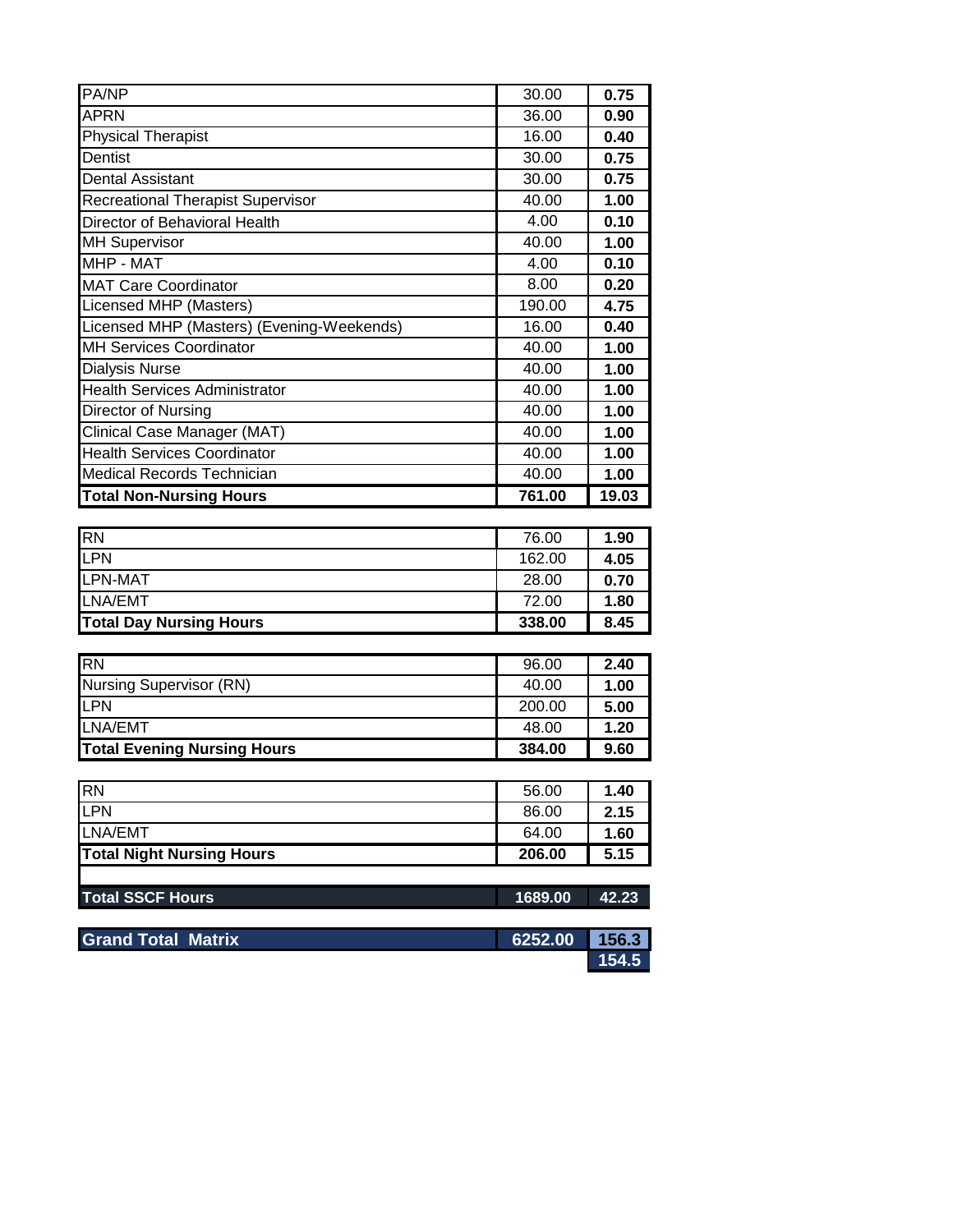| | | |
|---|---|---|
| PA/NP | 30.00 | **0.75** |
| APRN | 36.00 | **0.90** |
| Physical Therapist | 16.00 | **0.40** |
| Dentist | 30.00 | **0.75** |
| Dental Assistant | 30.00 | **0.75** |
| Recreational Therapist Supervisor | 40.00 | **1.00** |
| Director of Behavioral Health | 4.00 | **0.10** |
| MH Supervisor | 40.00 | **1.00** |
| MHP - MAT | 4.00 | **0.10** |
| MAT Care Coordinator | 8.00 | **0.20** |
| Licensed MHP (Masters) | 190.00 | **4.75** |
| Licensed MHP (Masters) (Evening-Weekends) | 16.00 | **0.40** |
| MH Services Coordinator | 40.00 | **1.00** |
| Dialysis Nurse | 40.00 | **1.00** |
| Health Services Administrator | 40.00 | **1.00** |
| Director of Nursing | 40.00 | **1.00** |
| Clinical Case Manager (MAT) | 40.00 | **1.00** |
| Health Services Coordinator | 40.00 | **1.00** |
| Medical Records Technician | 40.00 | **1.00** |
| **Total Non-Nursing Hours** | **761.00** | **19.03** |

| | | |
|---|---|---|
| RN | 76.00 | **1.90** |
| LPN | 162.00 | **4.05** |
| LPN-MAT | 28.00 | **0.70** |
| LNA/EMT | 72.00 | **1.80** |
| **Total Day Nursing Hours** | **338.00** | **8.45** |

| | | |
|---|---|---|
| RN | 96.00 | **2.40** |
| Nursing Supervisor (RN) | 40.00 | **1.00** |
| LPN | 200.00 | **5.00** |
| LNA/EMT | 48.00 | **1.20** |
| **Total Evening Nursing Hours** | **384.00** | **9.60** |

| | | |
|---|---|---|
| RN | 56.00 | **1.40** |
| LPN | 86.00 | **2.15** |
| LNA/EMT | 64.00 | **1.60** |
| **Total Night Nursing Hours** | **206.00** | **5.15** |
| | | |
| **Total SSCF Hours** | **1689.00** | **42.23** |

| | | |
|---|---|---|
| **Grand Total Matrix** | **6252.00** | **156.3** |
| | | **154.5** |